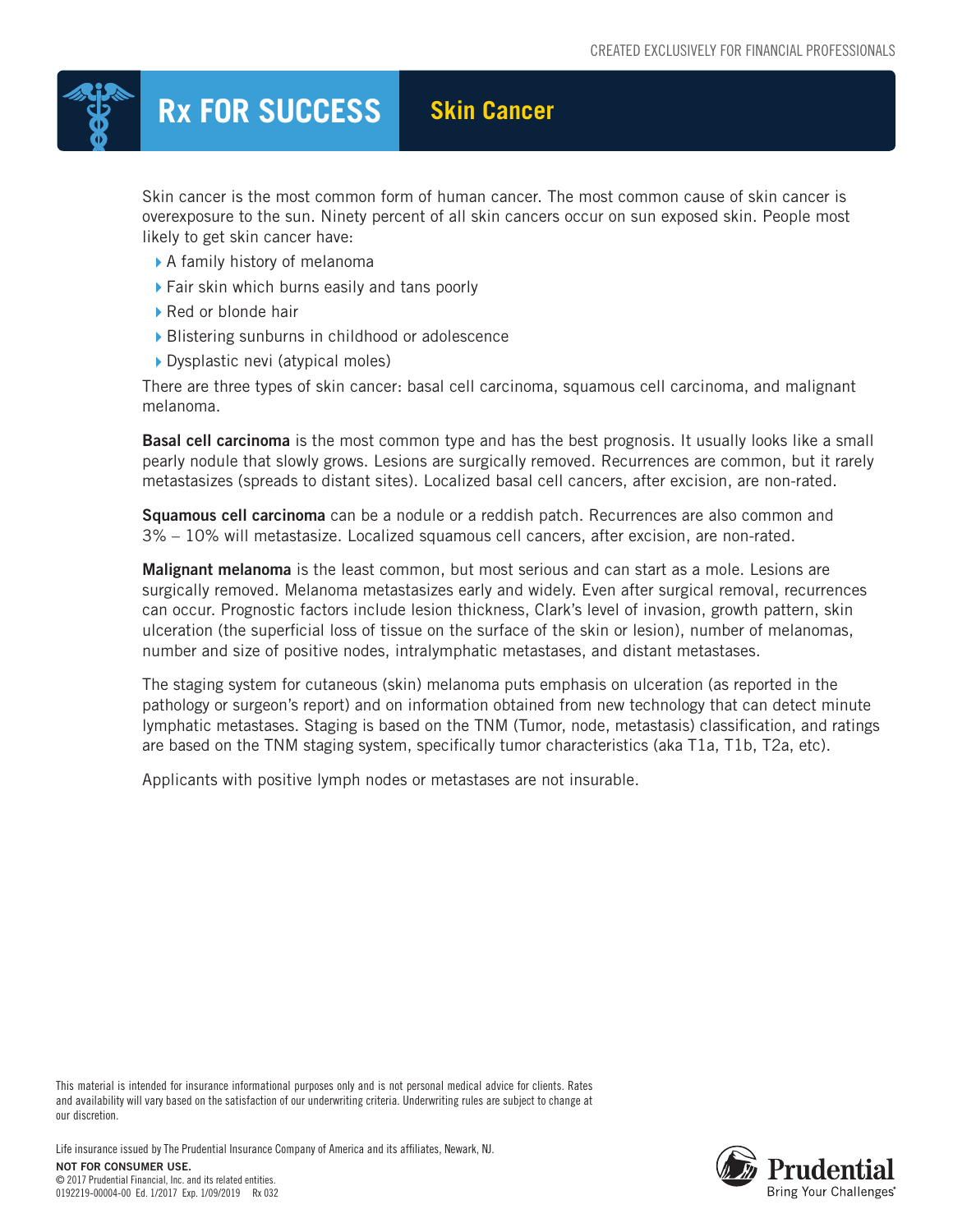CREATED EXCLUSIVELY FOR FINANCIAL PROFESSIONALS

# Rx FOR SUCCESS — Skin Cancer

Skin cancer is the most common form of human cancer. The most common cause of skin cancer is overexposure to the sun. Ninety percent of all skin cancers occur on sun exposed skin. People most likely to get skin cancer have:

- A family history of melanoma
- Fair skin which burns easily and tans poorly
- Red or blonde hair
- Blistering sunburns in childhood or adolescence
- Dysplastic nevi (atypical moles)

There are three types of skin cancer: basal cell carcinoma, squamous cell carcinoma, and malignant melanoma.

**Basal cell carcinoma** is the most common type and has the best prognosis. It usually looks like a small pearly nodule that slowly grows. Lesions are surgically removed. Recurrences are common, but it rarely metastasizes (spreads to distant sites). Localized basal cell cancers, after excision, are non-rated.

**Squamous cell carcinoma** can be a nodule or a reddish patch. Recurrences are also common and 3% – 10% will metastasize. Localized squamous cell cancers, after excision, are non-rated.

**Malignant melanoma** is the least common, but most serious and can start as a mole. Lesions are surgically removed. Melanoma metastasizes early and widely. Even after surgical removal, recurrences can occur. Prognostic factors include lesion thickness, Clark's level of invasion, growth pattern, skin ulceration (the superficial loss of tissue on the surface of the skin or lesion), number of melanomas, number and size of positive nodes, intralymphatic metastases, and distant metastases.

The staging system for cutaneous (skin) melanoma puts emphasis on ulceration (as reported in the pathology or surgeon's report) and on information obtained from new technology that can detect minute lymphatic metastases. Staging is based on the TNM (Tumor, node, metastasis) classification, and ratings are based on the TNM staging system, specifically tumor characteristics (aka T1a, T1b, T2a, etc).

Applicants with positive lymph nodes or metastases are not insurable.

This material is intended for insurance informational purposes only and is not personal medical advice for clients. Rates and availability will vary based on the satisfaction of our underwriting criteria. Underwriting rules are subject to change at our discretion.

Life insurance issued by The Prudential Insurance Company of America and its affiliates, Newark, NJ.

**NOT FOR CONSUMER USE.**

© 2017 Prudential Financial, Inc. and its related entities.

0192219-00004-00 Ed. 1/2017 Exp. 1/09/2019 Rx 032

Prudential
Bring Your Challenges®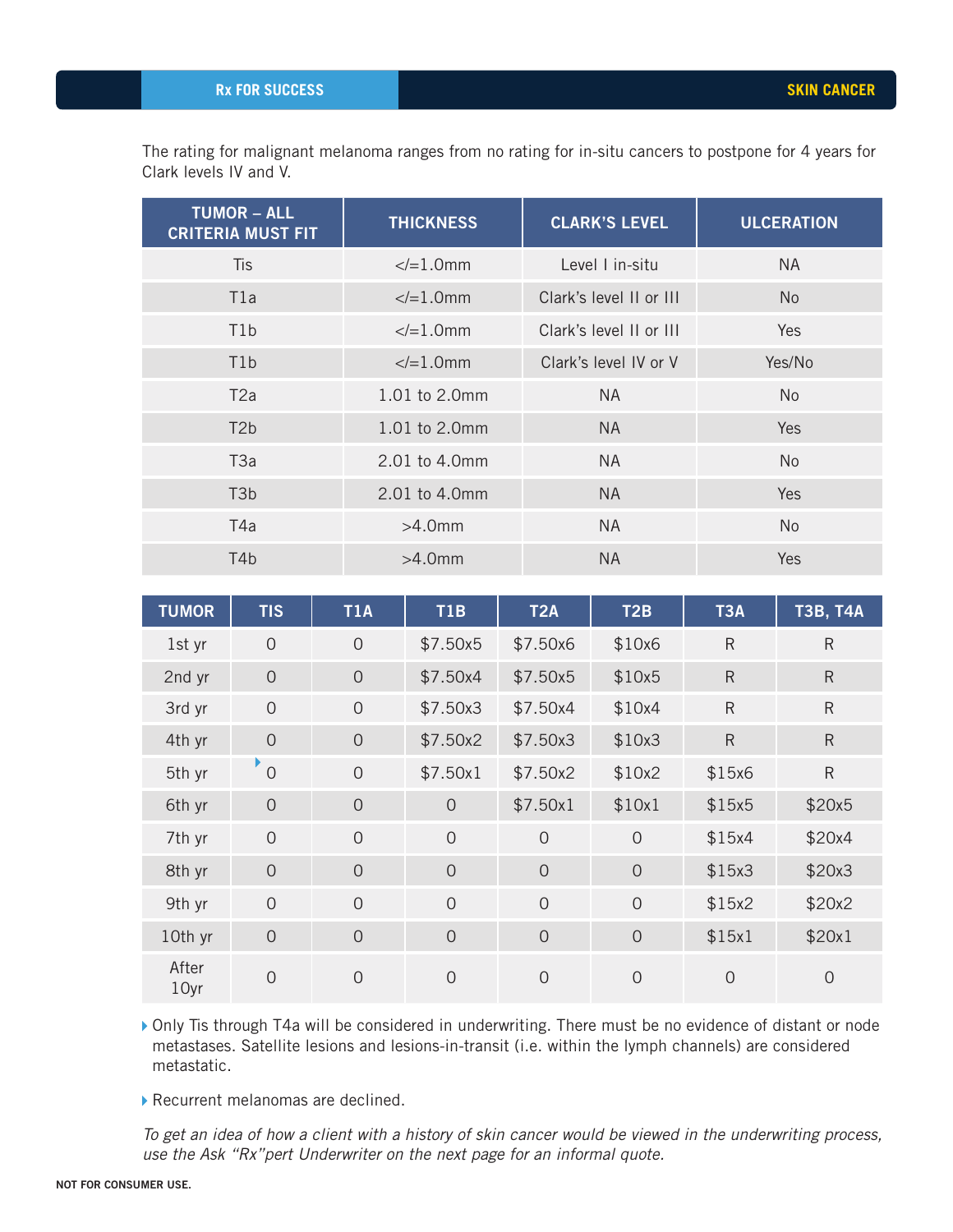The rating for malignant melanoma ranges from no rating for in-situ cancers to postpone for 4 years for Clark levels IV and V.

| TUMOR – ALL CRITERIA MUST FIT | THICKNESS | CLARK'S LEVEL | ULCERATION |
|---|---|---|---|
| Tis | </=1.0mm | Level I in-situ | NA |
| T1a | </=1.0mm | Clark's level II or III | No |
| T1b | </=1.0mm | Clark's level II or III | Yes |
| T1b | </=1.0mm | Clark's level IV or V | Yes/No |
| T2a | 1.01 to 2.0mm | NA | No |
| T2b | 1.01 to 2.0mm | NA | Yes |
| T3a | 2.01 to 4.0mm | NA | No |
| T3b | 2.01 to 4.0mm | NA | Yes |
| T4a | >4.0mm | NA | No |
| T4b | >4.0mm | NA | Yes |

| TUMOR | TIS | T1A | T1B | T2A | T2B | T3A | T3B, T4A |
|---|---|---|---|---|---|---|---|
| 1st yr | 0 | 0 | $7.50x5 | $7.50x6 | $10x6 | R | R |
| 2nd yr | 0 | 0 | $7.50x4 | $7.50x5 | $10x5 | R | R |
| 3rd yr | 0 | 0 | $7.50x3 | $7.50x4 | $10x4 | R | R |
| 4th yr | 0 | 0 | $7.50x2 | $7.50x3 | $10x3 | R | R |
| 5th yr | 0 | 0 | $7.50x1 | $7.50x2 | $10x2 | $15x6 | R |
| 6th yr | 0 | 0 | 0 | $7.50x1 | $10x1 | $15x5 | $20x5 |
| 7th yr | 0 | 0 | 0 | 0 | 0 | $15x4 | $20x4 |
| 8th yr | 0 | 0 | 0 | 0 | 0 | $15x3 | $20x3 |
| 9th yr | 0 | 0 | 0 | 0 | 0 | $15x2 | $20x2 |
| 10th yr | 0 | 0 | 0 | 0 | 0 | $15x1 | $20x1 |
| After 10yr | 0 | 0 | 0 | 0 | 0 | 0 | 0 |

- Only Tis through T4a will be considered in underwriting. There must be no evidence of distant or node metastases. Satellite lesions and lesions-in-transit (i.e. within the lymph channels) are considered metastatic.
- Recurrent melanomas are declined.

*To get an idea of how a client with a history of skin cancer would be viewed in the underwriting process, use the Ask "Rx"pert Underwriter on the next page for an informal quote.*

NOT FOR CONSUMER USE.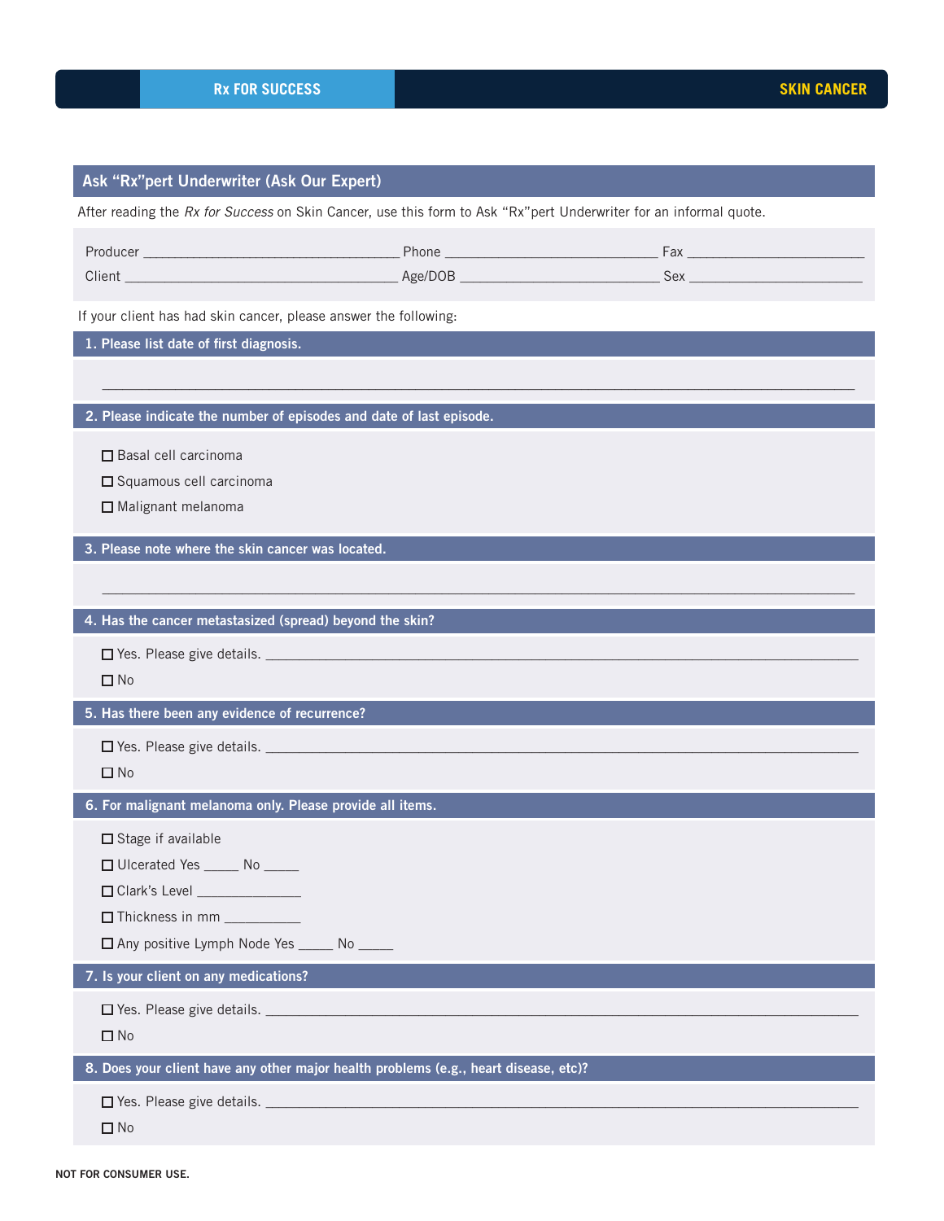## Ask "Rx"pert Underwriter (Ask Our Expert)

After reading the *Rx for Success* on Skin Cancer, use this form to Ask "Rx"pert Underwriter for an informal quote.

Producer ________________________ Phone ________________________ Fax ________________________

Client ________________________ Age/DOB ________________________ Sex ________________________

If your client has had skin cancer, please answer the following:

### 1. Please list date of first diagnosis.

______________________________________________________________________________

### 2. Please indicate the number of episodes and date of last episode.

☐ Basal cell carcinoma

☐ Squamous cell carcinoma

☐ Malignant melanoma

### 3. Please note where the skin cancer was located.

______________________________________________________________________________

### 4. Has the cancer metastasized (spread) beyond the skin?

☐ Yes. Please give details. ________________________________________________

☐ No

### 5. Has there been any evidence of recurrence?

☐ Yes. Please give details. ________________________________________________

☐ No

### 6. For malignant melanoma only. Please provide all items.

☐ Stage if available

☐ Ulcerated Yes _____ No _____

☐ Clark's Level ______________

☐ Thickness in mm __________

☐ Any positive Lymph Node Yes _____ No _____

### 7. Is your client on any medications?

☐ Yes. Please give details. ________________________________________________

☐ No

### 8. Does your client have any other major health problems (e.g., heart disease, etc)?

☐ Yes. Please give details. ________________________________________________

☐ No

NOT FOR CONSUMER USE.